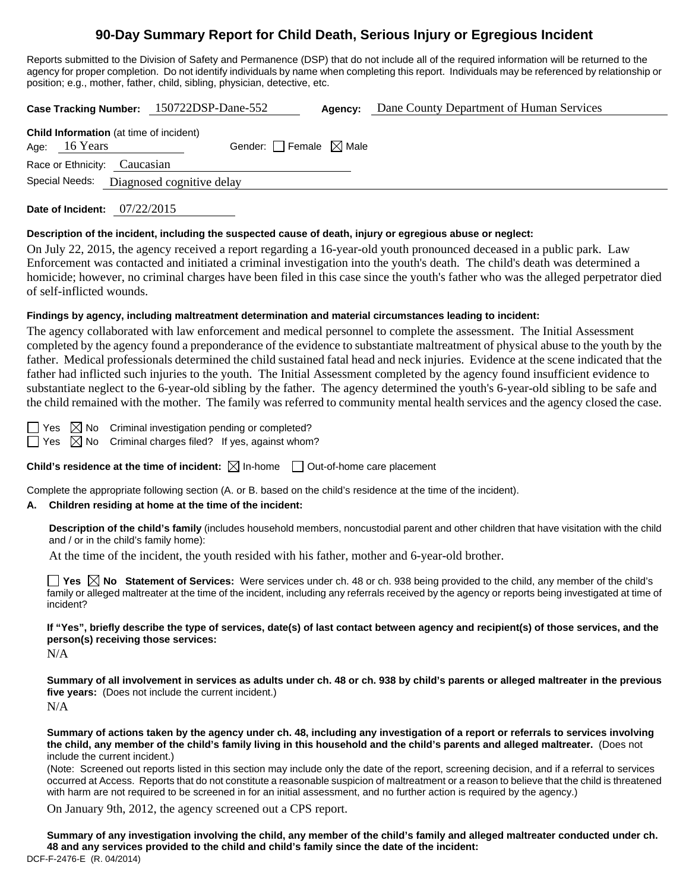# 90-Day Summary Report for Child Death, Serious Injury or Egregious Incident

Reports submitted to the Division of Safety and Permanence (DSP) that do not include all of the required information will be returned to the agency for proper completion. Do not identify individuals by name when completing this report. Individuals may be referenced by relationship or position; e.g., mother, father, child, sibling, physician, detective, etc.

**Case Tracking Number:** 150722DSP-Dane-552 **Agency:** Dane County Department of Human Services

**Child Information** (at time of incident)
Age: 16 Years Gender: ☐ Female ☒ Male
Race or Ethnicity: Caucasian
Special Needs: Diagnosed cognitive delay

**Date of Incident:** 07/22/2015

**Description of the incident, including the suspected cause of death, injury or egregious abuse or neglect:**

On July 22, 2015, the agency received a report regarding a 16-year-old youth pronounced deceased in a public park. Law Enforcement was contacted and initiated a criminal investigation into the youth's death. The child's death was determined a homicide; however, no criminal charges have been filed in this case since the youth's father who was the alleged perpetrator died of self-inflicted wounds.

**Findings by agency, including maltreatment determination and material circumstances leading to incident:**

The agency collaborated with law enforcement and medical personnel to complete the assessment. The Initial Assessment completed by the agency found a preponderance of the evidence to substantiate maltreatment of physical abuse to the youth by the father. Medical professionals determined the child sustained fatal head and neck injuries. Evidence at the scene indicated that the father had inflicted such injuries to the youth. The Initial Assessment completed by the agency found insufficient evidence to substantiate neglect to the 6-year-old sibling by the father. The agency determined the youth's 6-year-old sibling to be safe and the child remained with the mother. The family was referred to community mental health services and the agency closed the case.

☐ Yes ☒ No Criminal investigation pending or completed?
☐ Yes ☒ No Criminal charges filed? If yes, against whom?

**Child's residence at the time of incident:** ☒ In-home ☐ Out-of-home care placement

Complete the appropriate following section (A. or B. based on the child's residence at the time of the incident).

**A. Children residing at home at the time of the incident:**

**Description of the child's family** (includes household members, noncustodial parent and other children that have visitation with the child and / or in the child's family home):

At the time of the incident, the youth resided with his father, mother and 6-year-old brother.

☐ **Yes** ☒ **No Statement of Services:** Were services under ch. 48 or ch. 938 being provided to the child, any member of the child's family or alleged maltreater at the time of the incident, including any referrals received by the agency or reports being investigated at time of incident?

**If "Yes", briefly describe the type of services, date(s) of last contact between agency and recipient(s) of those services, and the person(s) receiving those services:**

N/A

**Summary of all involvement in services as adults under ch. 48 or ch. 938 by child's parents or alleged maltreater in the previous five years:** (Does not include the current incident.)

N/A

**Summary of actions taken by the agency under ch. 48, including any investigation of a report or referrals to services involving the child, any member of the child's family living in this household and the child's parents and alleged maltreater.** (Does not include the current incident.)

(Note: Screened out reports listed in this section may include only the date of the report, screening decision, and if a referral to services occurred at Access. Reports that do not constitute a reasonable suspicion of maltreatment or a reason to believe that the child is threatened with harm are not required to be screened in for an initial assessment, and no further action is required by the agency.)

On January 9th, 2012, the agency screened out a CPS report.

**Summary of any investigation involving the child, any member of the child's family and alleged maltreater conducted under ch. 48 and any services provided to the child and child's family since the date of the incident:**

DCF-F-2476-E (R. 04/2014)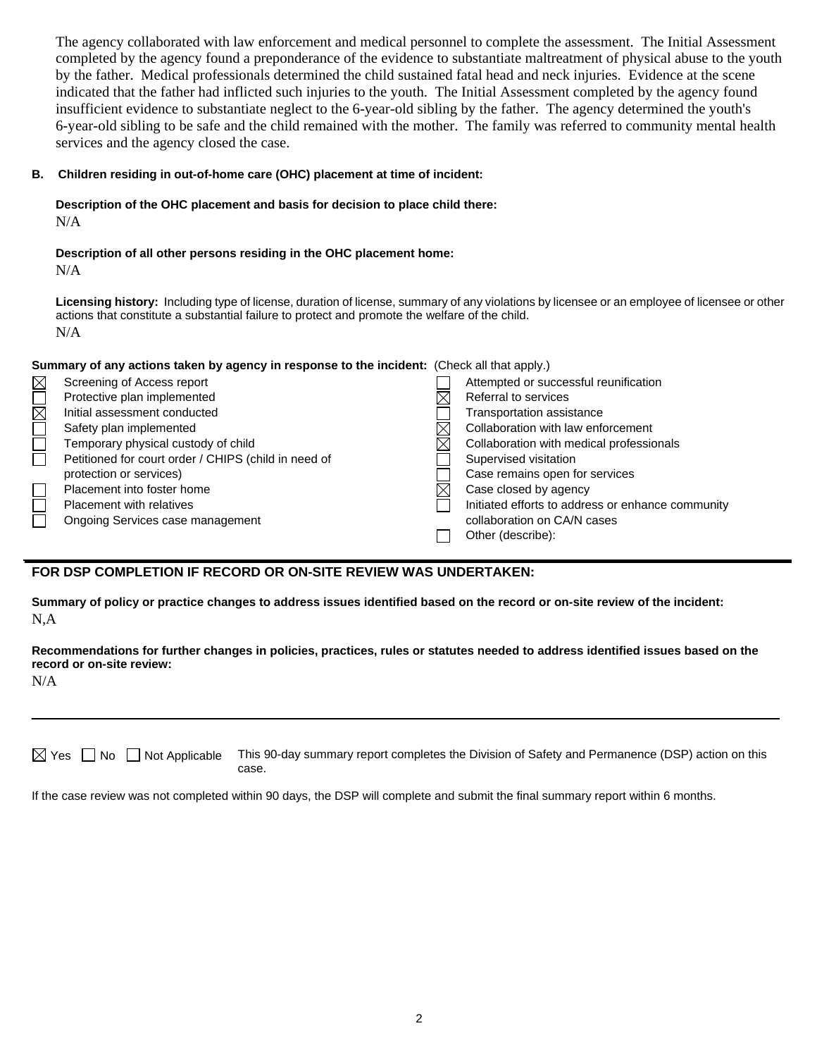The agency collaborated with law enforcement and medical personnel to complete the assessment. The Initial Assessment completed by the agency found a preponderance of the evidence to substantiate maltreatment of physical abuse to the youth by the father. Medical professionals determined the child sustained fatal head and neck injuries. Evidence at the scene indicated that the father had inflicted such injuries to the youth. The Initial Assessment completed by the agency found insufficient evidence to substantiate neglect to the 6-year-old sibling by the father. The agency determined the youth's 6-year-old sibling to be safe and the child remained with the mother. The family was referred to community mental health services and the agency closed the case.

**B. Children residing in out-of-home care (OHC) placement at time of incident:**

**Description of the OHC placement and basis for decision to place child there:**
N/A

**Description of all other persons residing in the OHC placement home:**
N/A

**Licensing history:** Including type of license, duration of license, summary of any violations by licensee or an employee of licensee or other actions that constitute a substantial failure to protect and promote the welfare of the child.
N/A

**Summary of any actions taken by agency in response to the incident:** (Check all that apply.)

- ☒ Screening of Access report
- ☐ Protective plan implemented
- ☒ Initial assessment conducted
- ☐ Safety plan implemented
- ☐ Temporary physical custody of child
- ☐ Petitioned for court order / CHIPS (child in need of protection or services)
- ☐ Placement into foster home
- ☐ Placement with relatives
- ☐ Ongoing Services case management
- ☐ Attempted or successful reunification
- ☒ Referral to services
- ☐ Transportation assistance
- ☒ Collaboration with law enforcement
- ☒ Collaboration with medical professionals
- ☐ Supervised visitation
- ☐ Case remains open for services
- ☒ Case closed by agency
- ☐ Initiated efforts to address or enhance community collaboration on CA/N cases
- ☐ Other (describe):

## FOR DSP COMPLETION IF RECORD OR ON-SITE REVIEW WAS UNDERTAKEN:

**Summary of policy or practice changes to address issues identified based on the record or on-site review of the incident:**
N,A

**Recommendations for further changes in policies, practices, rules or statutes needed to address identified issues based on the record or on-site review:**
N/A

☒ Yes ☐ No ☐ Not Applicable This 90-day summary report completes the Division of Safety and Permanence (DSP) action on this case.

If the case review was not completed within 90 days, the DSP will complete and submit the final summary report within 6 months.